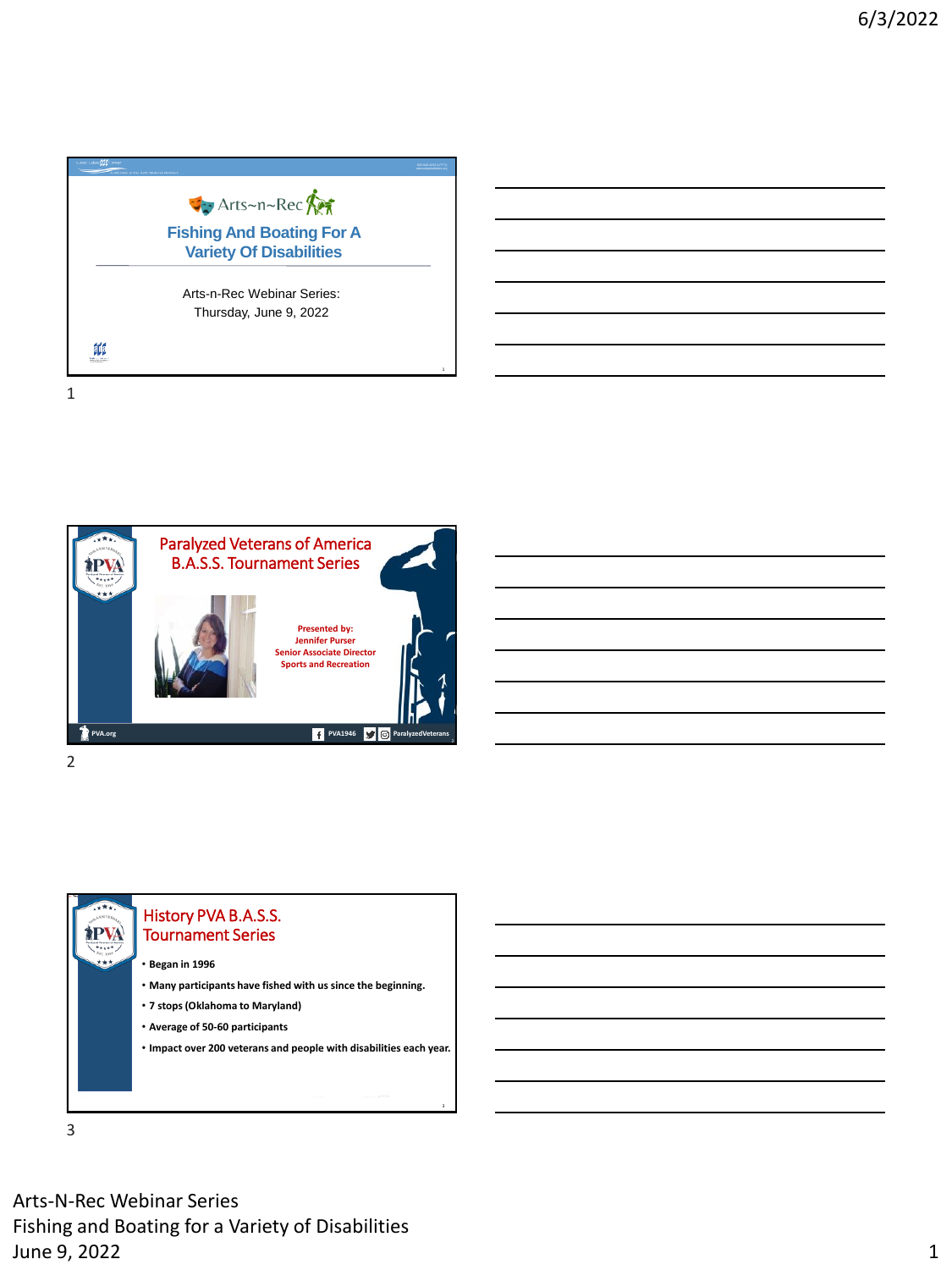## Arts~n~Rec

### Fishing And Boating For A Variety Of Disabilities

Arts-n-Rec Webinar Series:
Thursday, June 9, 2022

---

## Paralyzed Veterans of America B.A.S.S. Tournament Series

**Presented by:**
**Jennifer Purser**
**Senior Associate Director**
**Sports and Recreation**

PVA.org | PVA1946 | ParalyzedVeterans

---

## History PVA B.A.S.S. Tournament Series

- **Began in 1996**
- **Many participants have fished with us since the beginning.**
- **7 stops (Oklahoma to Maryland)**
- **Average of 50-60 participants**
- **Impact over 200 veterans and people with disabilities each year.**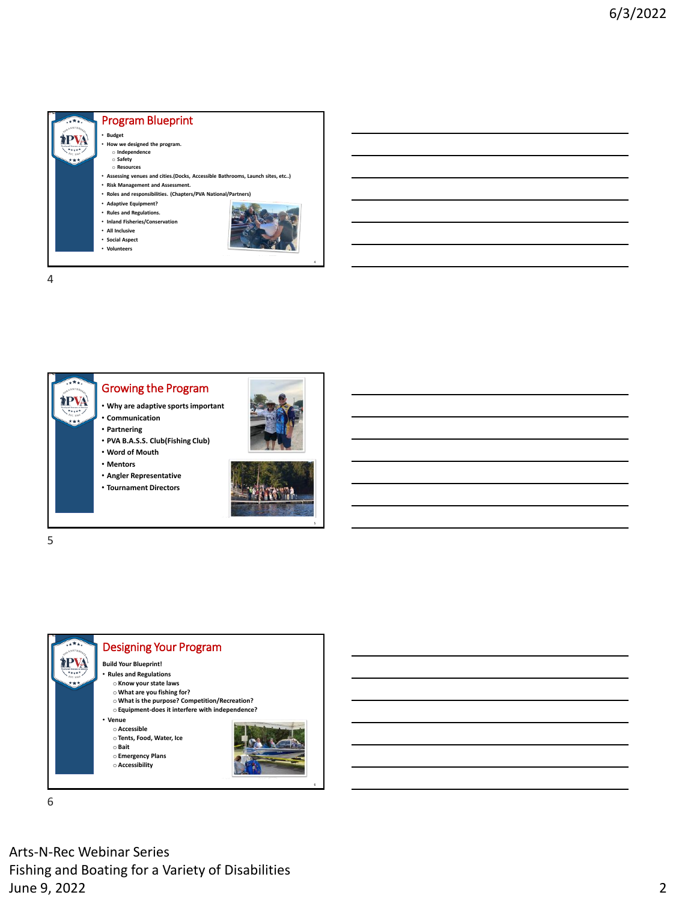## Program Blueprint

- Budget
- How we designed the program.
  - Independence
  - Safety
  - Resources
- Assessing venues and cities.(Docks, Accessible Bathrooms, Launch sites, etc..)
- Risk Management and Assessment.
- Roles and responsibilities. (Chapters/PVA National/Partners)
- Adaptive Equipment?
- Rules and Regulations.
- Inland Fisheries/Conservation
- All Inclusive
- Social Aspect
- Volunteers

## Growing the Program

- Why are adaptive sports important
- Communication
- Partnering
- PVA B.A.S.S. Club(Fishing Club)
- Word of Mouth
- Mentors
- Angler Representative
- Tournament Directors

## Designing Your Program

**Build Your Blueprint!**

- Rules and Regulations
  - Know your state laws
  - What are you fishing for?
  - What is the purpose? Competition/Recreation?
  - Equipment-does it interfere with independence?
- Venue
  - Accessible
  - Tents, Food, Water, Ice
  - Bait
  - Emergency Plans
  - Accessibility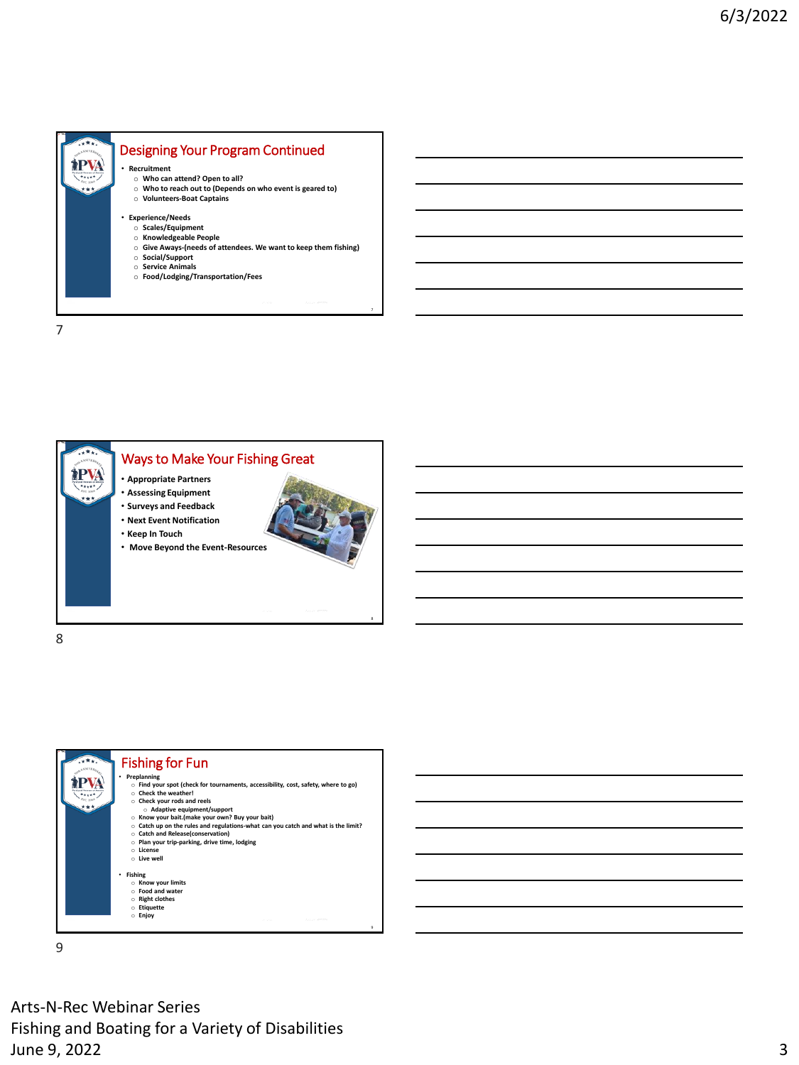## Designing Your Program Continued

- Recruitment
  - Who can attend? Open to all?
  - Who to reach out to (Depends on who event is geared to)
  - Volunteers-Boat Captains
- Experience/Needs
  - Scales/Equipment
  - Knowledgeable People
  - Give Aways-(needs of attendees. We want to keep them fishing)
  - Social/Support
  - Service Animals
  - Food/Lodging/Transportation/Fees

## Ways to Make Your Fishing Great

- Appropriate Partners
- Assessing Equipment
- Surveys and Feedback
- Next Event Notification
- Keep In Touch
- Move Beyond the Event-Resources

## Fishing for Fun

- Preplanning
  - Find your spot (check for tournaments, accessibility, cost, safety, where to go)
  - Check the weather!
  - Check your rods and reels
    - Adaptive equipment/support
  - Know your bait.(make your own? Buy your bait)
  - Catch up on the rules and regulations-what can you catch and what is the limit?
  - Catch and Release(conservation)
  - Plan your trip-parking, drive time, lodging
  - License
  - Live well
- Fishing
  - Know your limits
  - Food and water
  - Right clothes
  - Etiquette
  - Enjoy

Arts-N-Rec Webinar Series
Fishing and Boating for a Variety of Disabilities
June 9, 2022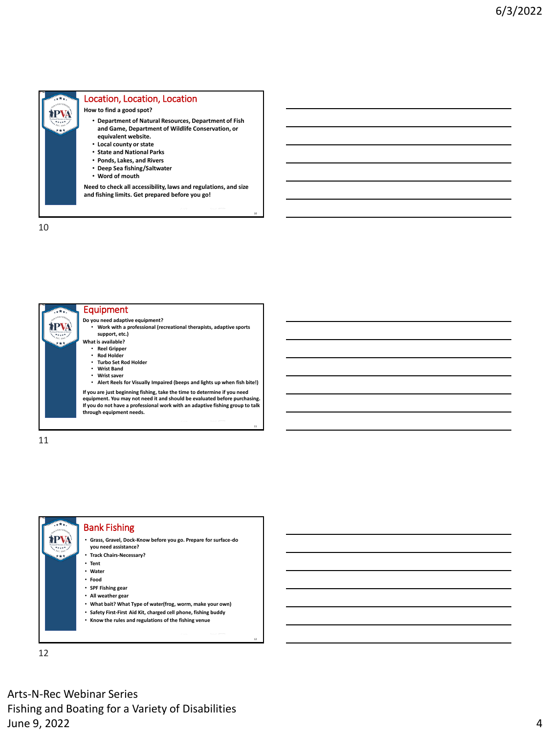## Location, Location, Location

**How to find a good spot?**

- **Department of Natural Resources, Department of Fish and Game, Department of Wildlife Conservation, or equivalent website.**
- **Local county or state**
- **State and National Parks**
- **Ponds, Lakes, and Rivers**
- **Deep Sea fishing/Saltwater**
- **Word of mouth**

**Need to check all accessibility, laws and regulations, and size and fishing limits. Get prepared before you go!**

## Equipment

**Do you need adaptive equipment?**

- **Work with a professional (recreational therapists, adaptive sports support, etc.)**

**What is available?**

- **Reel Gripper**
- **Rod Holder**
- **Turbo Set Rod Holder**
- **Wrist Band**
- **Wrist saver**
- **Alert Reels for Visually Impaired (beeps and lights up when fish bite!)**

**If you are just beginning fishing, take the time to determine if you need equipment. You may not need it and should be evaluated before purchasing. If you do not have a professional work with an adaptive fishing group to talk through equipment needs.**

## Bank Fishing

- **Grass, Gravel, Dock-Know before you go. Prepare for surface-do you need assistance?**
- **Track Chairs-Necessary?**
- **Tent**
- **Water**
- **Food**
- **SPF Fishing gear**
- **All weather gear**
- **What bait? What Type of water(frog, worm, make your own)**
- **Safety First-First Aid Kit, charged cell phone, fishing buddy**
- **Know the rules and regulations of the fishing venue**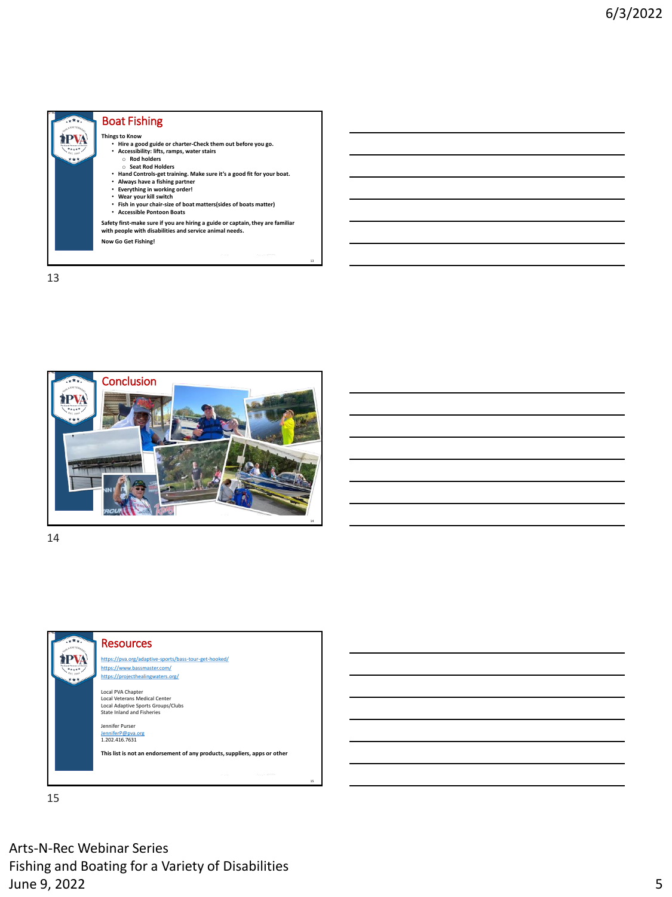## Boat Fishing

**Things to Know**

- **Hire a good guide or charter-Check them out before you go.**
- **Accessibility: lifts, ramps, water stairs**
  - **Rod holders**
  - **Seat Rod Holders**
- **Hand Controls-get training. Make sure it's a good fit for your boat.**
- **Always have a fishing partner**
- **Everything in working order!**
- **Wear your kill switch**
- **Fish in your chair-size of boat matters(sides of boats matter)**
- **Accessible Pontoon Boats**

**Safety first-make sure if you are hiring a guide or captain, they are familiar with people with disabilities and service animal needs.**

**Now Go Get Fishing!**

## Conclusion

## Resources

https://pva.org/adaptive-sports/bass-tour-get-hooked/
https://www.bassmaster.com/
https://projecthealingwaters.org/

Local PVA Chapter
Local Veterans Medical Center
Local Adaptive Sports Groups/Clubs
State Inland and Fisheries

Jennifer Purser
JenniferP@pva.org
1.202.416.7631

**This list is not an endorsement of any products, suppliers, apps or other**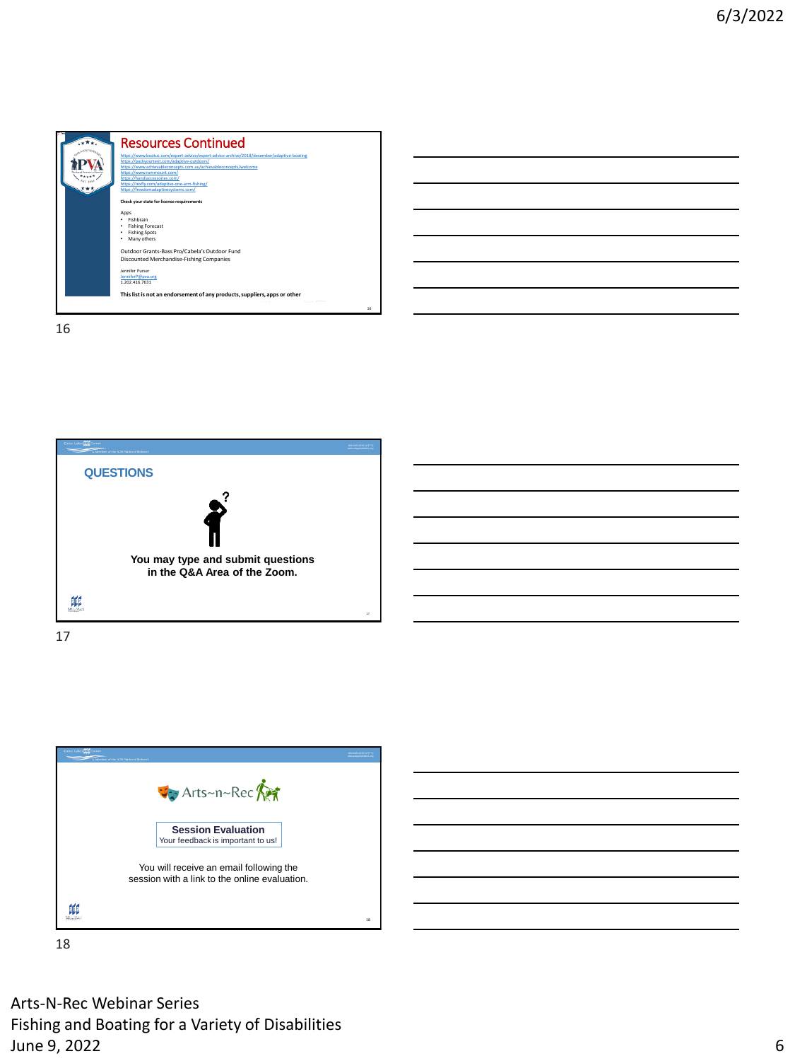## Resources Continued

https://www.boatus.com/expert-advice/expert-advice-archive/2018/december/adaptive-boating
https://packyourtent.com/adaptive-outdoors/
https://www.achievableconcepts.com.au/achievableconcepts/welcome
https://www.rammount.com/
https://handiaccessories.com/
https://reelfly.com/adaptive-one-arm-fishing/
https://freedomadaptivesystems.com/

**Check your state for license requirements**

Apps
- Fishbrain
- Fishing Forecast
- Fishing Spots
- Many others

Outdoor Grants-Bass Pro/Cabela's Outdoor Fund
Discounted Merchandise-Fishing Companies

Jennifer Purser
JenniferP@pva.org
1.202.416.7631

**This list is not an endorsement of any products, suppliers, apps or other**

## QUESTIONS

**You may type and submit questions in the Q&A Area of the Zoom.**

Arts~n~Rec

**Session Evaluation**
Your feedback is important to us!

You will receive an email following the session with a link to the online evaluation.

Arts-N-Rec Webinar Series
Fishing and Boating for a Variety of Disabilities
June 9, 2022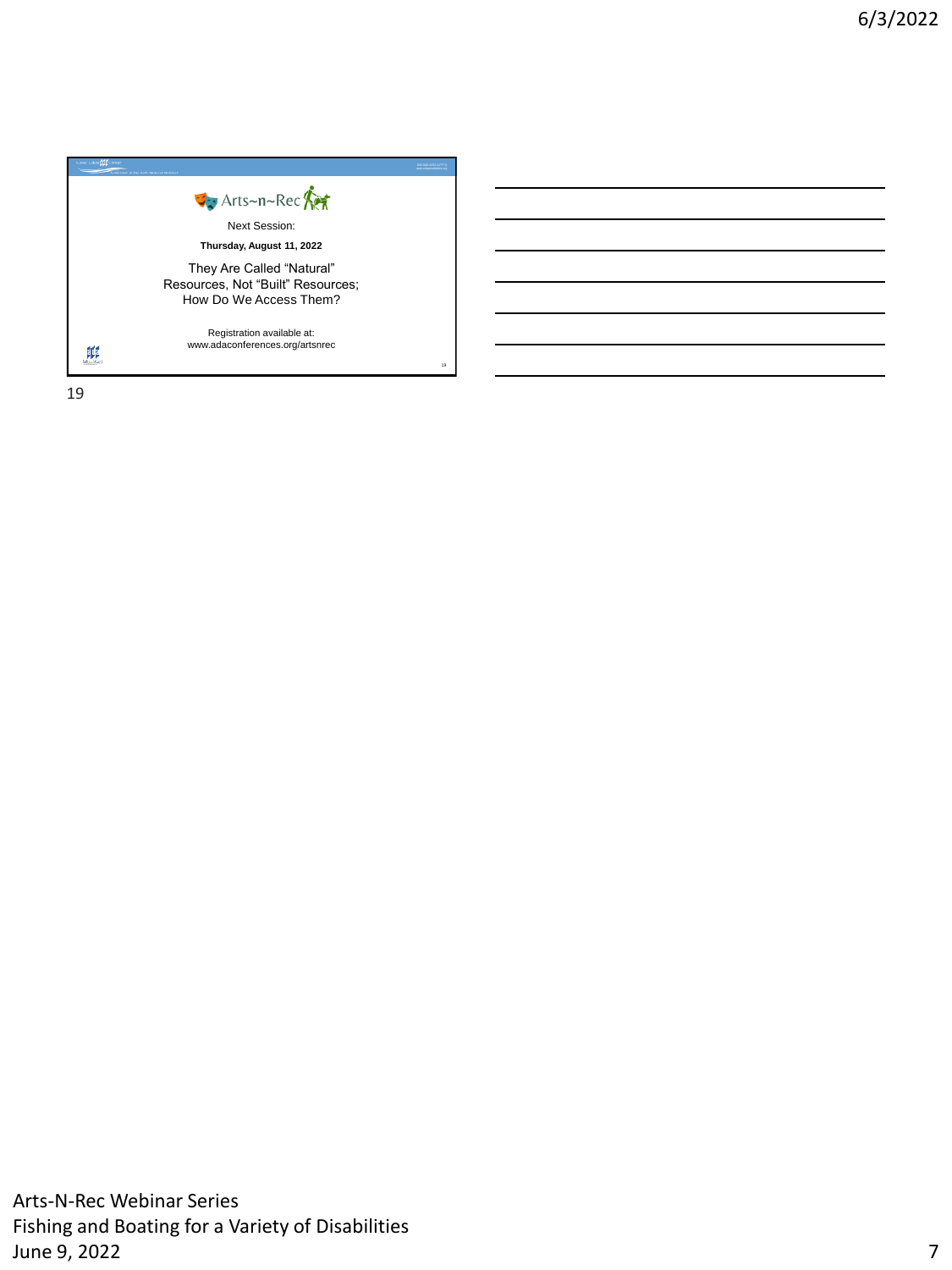Arts~n~Rec

Next Session:

**Thursday, August 11, 2022**

They Are Called "Natural" Resources, Not "Built" Resources; How Do We Access Them?

Registration available at:
www.adaconferences.org/artsnrec